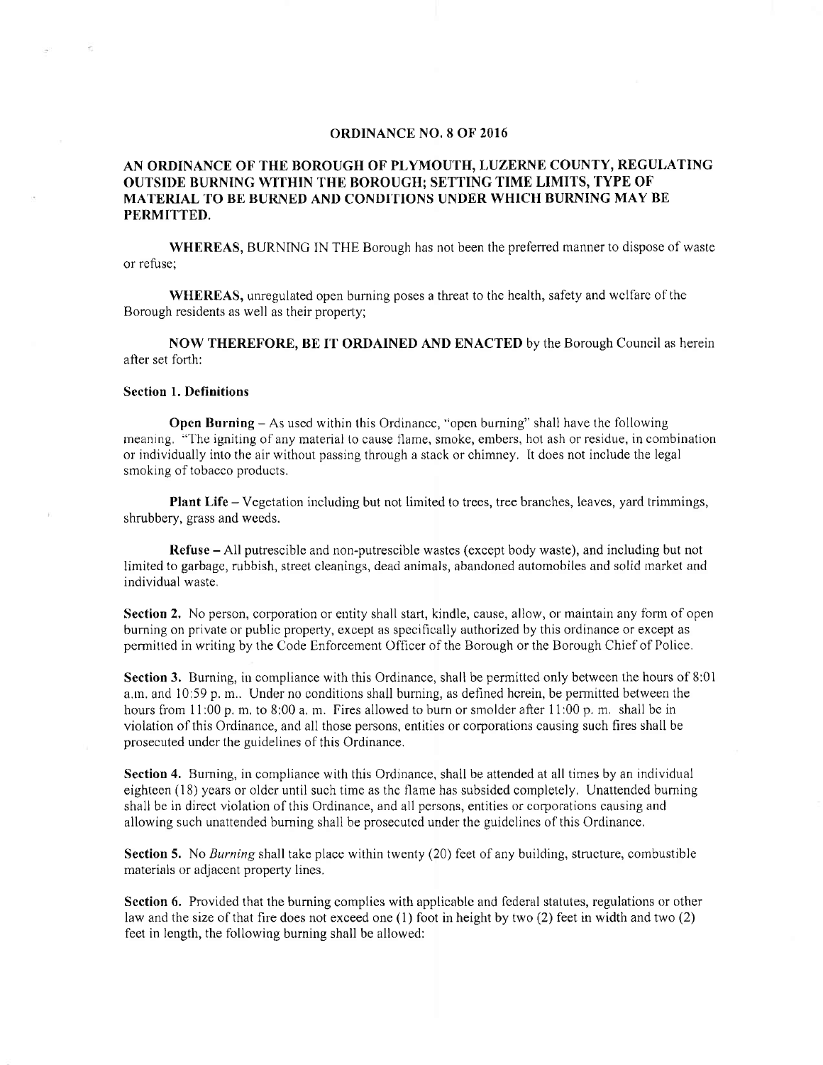## ORDINANCE NO. 8 OF 2016

### AN ORDINANCE OF THE BOROUGH OF PLYMOUTH, LUZERNE COUNTY, REGULATING OUTSIDE BURNING WITHIN THE BOROUGH; SETTING TIME LIMITS, TYPE OF MATERIAL TO BE BURNED AND CONDITIONS UNDER WHICH BURNING MAY BE PERMITTED.

**WHEREAS,** BURNING IN THE Borough has not been the preferred manner to dispose of waste or refuse;

**WHEREAS,** unregulated open burning poses a threat to the health, safety and welfare of the Borough residents as well as their property;

**NOW THEREFORE, BE IT ORDAINED AND ENACTED** by the Borough Council as herein after set forth:

**Section 1. Definitions**

**Open Burning** – As used within this Ordinance, "open burning" shall have the following meaning. "The igniting of any material to cause flame, smoke, embers, hot ash or residue, in combination or individually into the air without passing through a stack or chimney. It does not include the legal smoking of tobacco products.

**Plant Life** – Vegetation including but not limited to trees, tree branches, leaves, yard trimmings, shrubbery, grass and weeds.

**Refuse** – All putrescible and non-putrescible wastes (except body waste), and including but not limited to garbage, rubbish, street cleanings, dead animals, abandoned automobiles and solid market and individual waste.

**Section 2.** No person, corporation or entity shall start, kindle, cause, allow, or maintain any form of open burning on private or public property, except as specifically authorized by this ordinance or except as permitted in writing by the Code Enforcement Officer of the Borough or the Borough Chief of Police.

**Section 3.** Burning, in compliance with this Ordinance, shall be permitted only between the hours of 8:01 a.m. and 10:59 p. m.. Under no conditions shall burning, as defined herein, be permitted between the hours from 11:00 p. m. to 8:00 a. m. Fires allowed to burn or smolder after 11:00 p. m. shall be in violation of this Ordinance, and all those persons, entities or corporations causing such fires shall be prosecuted under the guidelines of this Ordinance.

**Section 4.** Burning, in compliance with this Ordinance, shall be attended at all times by an individual eighteen (18) years or older until such time as the flame has subsided completely. Unattended burning shall be in direct violation of this Ordinance, and all persons, entities or corporations causing and allowing such unattended burning shall be prosecuted under the guidelines of this Ordinance.

**Section 5.** No *Burning* shall take place within twenty (20) feet of any building, structure, combustible materials or adjacent property lines.

**Section 6.** Provided that the burning complies with applicable and federal statutes, regulations or other law and the size of that fire does not exceed one (1) foot in height by two (2) feet in width and two (2) feet in length, the following burning shall be allowed: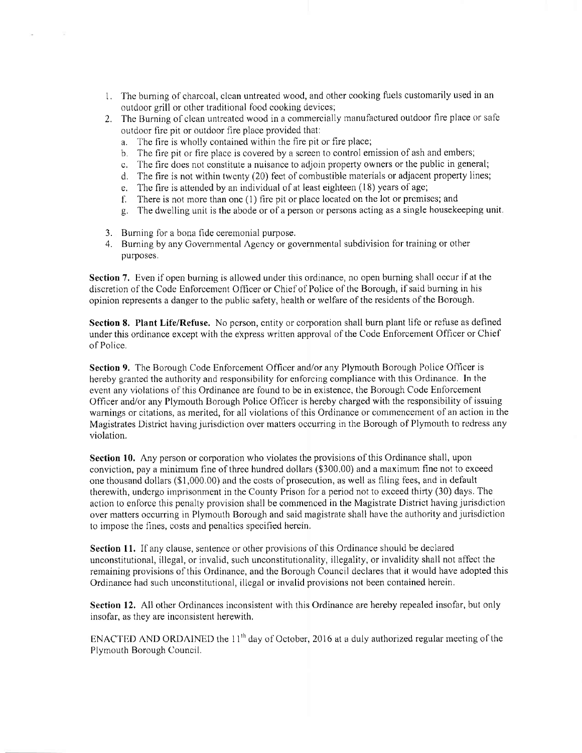1. The burning of charcoal, clean untreated wood, and other cooking fuels customarily used in an outdoor grill or other traditional food cooking devices;
2. The Burning of clean untreated wood in a commercially manufactured outdoor fire place or safe outdoor fire pit or outdoor fire place provided that:
   a. The fire is wholly contained within the fire pit or fire place;
   b. The fire pit or fire place is covered by a screen to control emission of ash and embers;
   c. The fire does not constitute a nuisance to adjoin property owners or the public in general;
   d. The fire is not within twenty (20) feet of combustible materials or adjacent property lines;
   e. The fire is attended by an individual of at least eighteen (18) years of age;
   f. There is not more than one (1) fire pit or place located on the lot or premises; and
   g. The dwelling unit is the abode or of a person or persons acting as a single housekeeping unit.
3. Burning for a bona fide ceremonial purpose.
4. Burning by any Governmental Agency or governmental subdivision for training or other purposes.

**Section 7.** Even if open burning is allowed under this ordinance, no open burning shall occur if at the discretion of the Code Enforcement Officer or Chief of Police of the Borough, if said burning in his opinion represents a danger to the public safety, health or welfare of the residents of the Borough.

**Section 8. Plant Life/Refuse.** No person, entity or corporation shall burn plant life or refuse as defined under this ordinance except with the express written approval of the Code Enforcement Officer or Chief of Police.

**Section 9.** The Borough Code Enforcement Officer and/or any Plymouth Borough Police Officer is hereby granted the authority and responsibility for enforcing compliance with this Ordinance. In the event any violations of this Ordinance are found to be in existence, the Borough Code Enforcement Officer and/or any Plymouth Borough Police Officer is hereby charged with the responsibility of issuing warnings or citations, as merited, for all violations of this Ordinance or commencement of an action in the Magistrates District having jurisdiction over matters occurring in the Borough of Plymouth to redress any violation.

**Section 10.** Any person or corporation who violates the provisions of this Ordinance shall, upon conviction, pay a minimum fine of three hundred dollars ($300.00) and a maximum fine not to exceed one thousand dollars ($1,000.00) and the costs of prosecution, as well as filing fees, and in default therewith, undergo imprisonment in the County Prison for a period not to exceed thirty (30) days. The action to enforce this penalty provision shall be commenced in the Magistrate District having jurisdiction over matters occurring in Plymouth Borough and said magistrate shall have the authority and jurisdiction to impose the fines, costs and penalties specified herein.

**Section 11.** If any clause, sentence or other provisions of this Ordinance should be declared unconstitutional, illegal, or invalid, such unconstitutionality, illegality, or invalidity shall not affect the remaining provisions of this Ordinance, and the Borough Council declares that it would have adopted this Ordinance had such unconstitutional, illegal or invalid provisions not been contained herein.

**Section 12.** All other Ordinances inconsistent with this Ordinance are hereby repealed insofar, but only insofar, as they are inconsistent herewith.

ENACTED AND ORDAINED the 11th day of October, 2016 at a duly authorized regular meeting of the Plymouth Borough Council.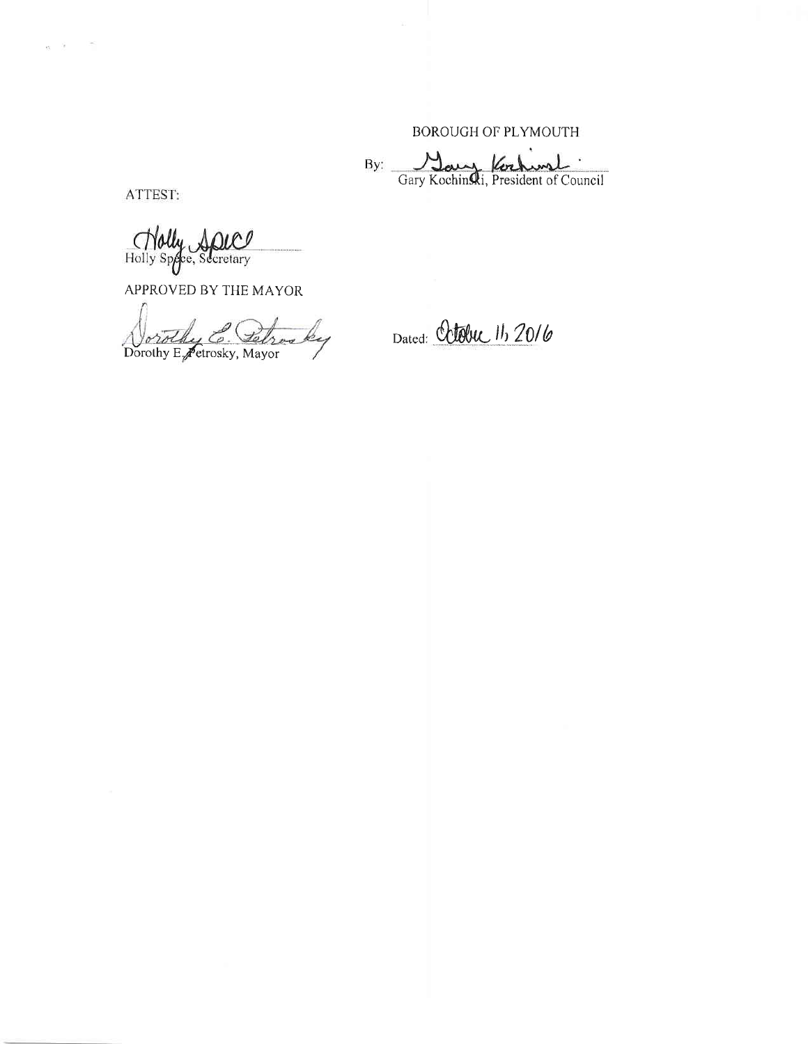BOROUGH OF PLYMOUTH

By: Gary Kochinski

Gary Kochinski, President of Council

ATTEST:

Holly Spece

Holly Spece, Secretary

APPROVED BY THE MAYOR

Dorothy E. Petrosky

Dorothy E. Petrosky, Mayor

Dated: October 11, 2016